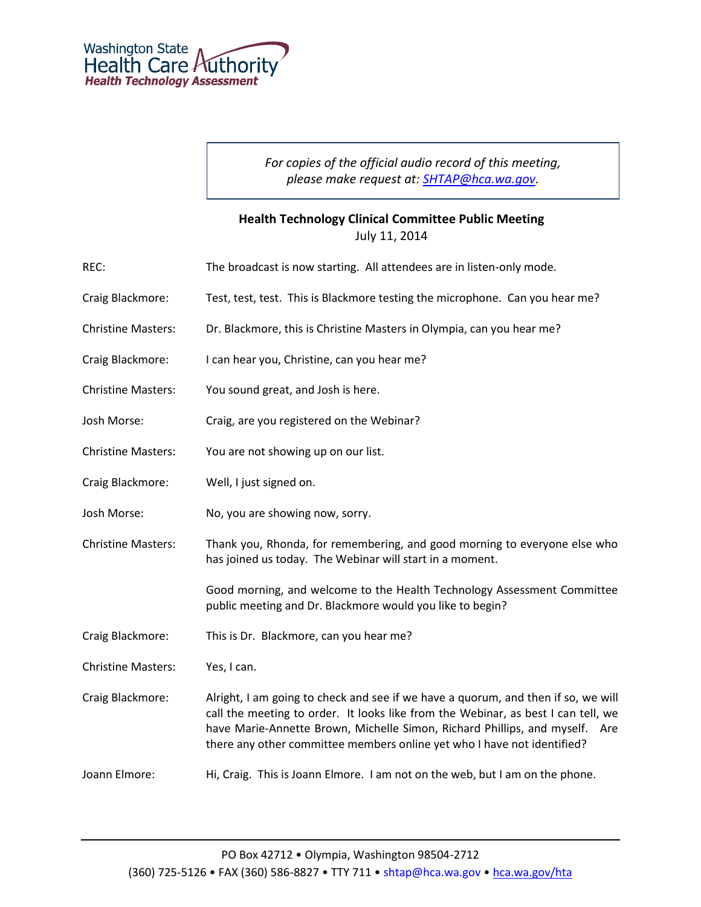Washington State Health Care Authority
*Health Technology Assessment*

*For copies of the official audio record of this meeting, please make request at: [SHTAP@hca.wa.gov](mailto:SHTAP@hca.wa.gov).*

**Health Technology Clinical Committee Public Meeting**
July 11, 2014

REC: The broadcast is now starting. All attendees are in listen-only mode.

Craig Blackmore: Test, test, test. This is Blackmore testing the microphone. Can you hear me?

Christine Masters: Dr. Blackmore, this is Christine Masters in Olympia, can you hear me?

Craig Blackmore: I can hear you, Christine, can you hear me?

Christine Masters: You sound great, and Josh is here.

Josh Morse: Craig, are you registered on the Webinar?

Christine Masters: You are not showing up on our list.

Craig Blackmore: Well, I just signed on.

Josh Morse: No, you are showing now, sorry.

Christine Masters: Thank you, Rhonda, for remembering, and good morning to everyone else who has joined us today. The Webinar will start in a moment.

Good morning, and welcome to the Health Technology Assessment Committee public meeting and Dr. Blackmore would you like to begin?

Craig Blackmore: This is Dr. Blackmore, can you hear me?

Christine Masters: Yes, I can.

Craig Blackmore: Alright, I am going to check and see if we have a quorum, and then if so, we will call the meeting to order. It looks like from the Webinar, as best I can tell, we have Marie-Annette Brown, Michelle Simon, Richard Phillips, and myself. Are there any other committee members online yet who I have not identified?

Joann Elmore: Hi, Craig. This is Joann Elmore. I am not on the web, but I am on the phone.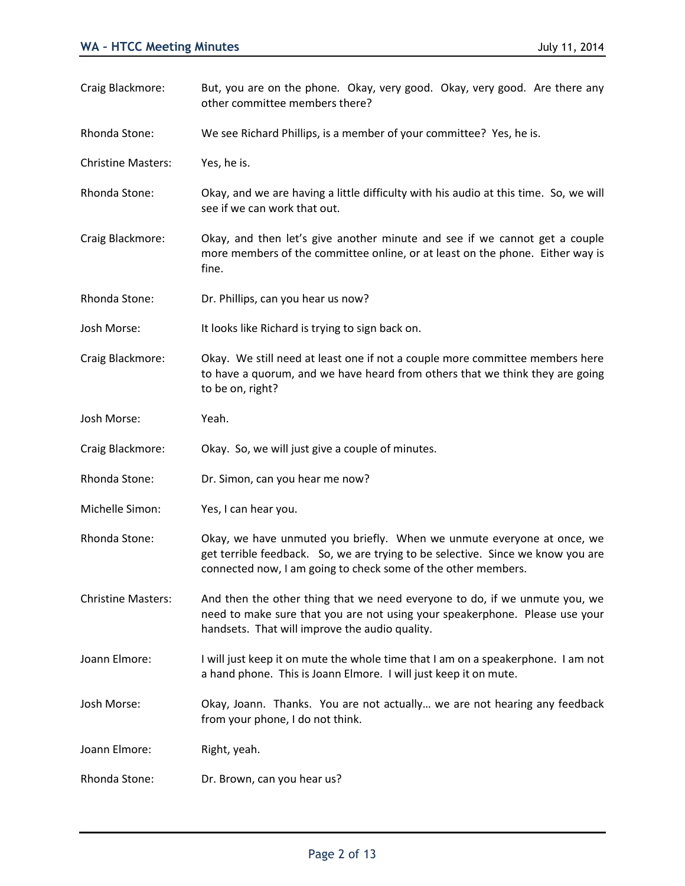Craig Blackmore: But, you are on the phone. Okay, very good. Okay, very good. Are there any other committee members there?

Rhonda Stone: We see Richard Phillips, is a member of your committee? Yes, he is.

Christine Masters: Yes, he is.

Rhonda Stone: Okay, and we are having a little difficulty with his audio at this time. So, we will see if we can work that out.

Craig Blackmore: Okay, and then let's give another minute and see if we cannot get a couple more members of the committee online, or at least on the phone. Either way is fine.

Rhonda Stone: Dr. Phillips, can you hear us now?

Josh Morse: It looks like Richard is trying to sign back on.

Craig Blackmore: Okay. We still need at least one if not a couple more committee members here to have a quorum, and we have heard from others that we think they are going to be on, right?

Josh Morse: Yeah.

Craig Blackmore: Okay. So, we will just give a couple of minutes.

Rhonda Stone: Dr. Simon, can you hear me now?

Michelle Simon: Yes, I can hear you.

Rhonda Stone: Okay, we have unmuted you briefly. When we unmute everyone at once, we get terrible feedback. So, we are trying to be selective. Since we know you are connected now, I am going to check some of the other members.

Christine Masters: And then the other thing that we need everyone to do, if we unmute you, we need to make sure that you are not using your speakerphone. Please use your handsets. That will improve the audio quality.

Joann Elmore: I will just keep it on mute the whole time that I am on a speakerphone. I am not a hand phone. This is Joann Elmore. I will just keep it on mute.

Josh Morse: Okay, Joann. Thanks. You are not actually… we are not hearing any feedback from your phone, I do not think.

Joann Elmore: Right, yeah.

Rhonda Stone: Dr. Brown, can you hear us?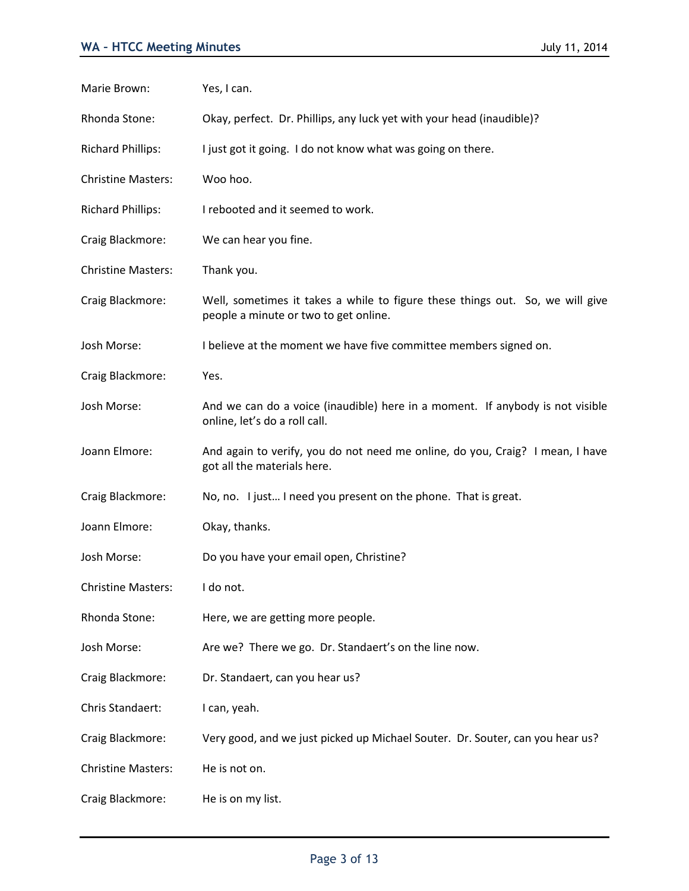Marie Brown: Yes, I can.

Rhonda Stone: Okay, perfect. Dr. Phillips, any luck yet with your head (inaudible)?

Richard Phillips: I just got it going. I do not know what was going on there.

Christine Masters: Woo hoo.

Richard Phillips: I rebooted and it seemed to work.

Craig Blackmore: We can hear you fine.

Christine Masters: Thank you.

Craig Blackmore: Well, sometimes it takes a while to figure these things out. So, we will give people a minute or two to get online.

Josh Morse: I believe at the moment we have five committee members signed on.

Craig Blackmore: Yes.

Josh Morse: And we can do a voice (inaudible) here in a moment. If anybody is not visible online, let's do a roll call.

Joann Elmore: And again to verify, you do not need me online, do you, Craig? I mean, I have got all the materials here.

Craig Blackmore: No, no. I just… I need you present on the phone. That is great.

Joann Elmore: Okay, thanks.

Josh Morse: Do you have your email open, Christine?

Christine Masters: I do not.

Rhonda Stone: Here, we are getting more people.

Josh Morse: Are we? There we go. Dr. Standaert's on the line now.

Craig Blackmore: Dr. Standaert, can you hear us?

Chris Standaert: I can, yeah.

Craig Blackmore: Very good, and we just picked up Michael Souter. Dr. Souter, can you hear us?

Christine Masters: He is not on.

Craig Blackmore: He is on my list.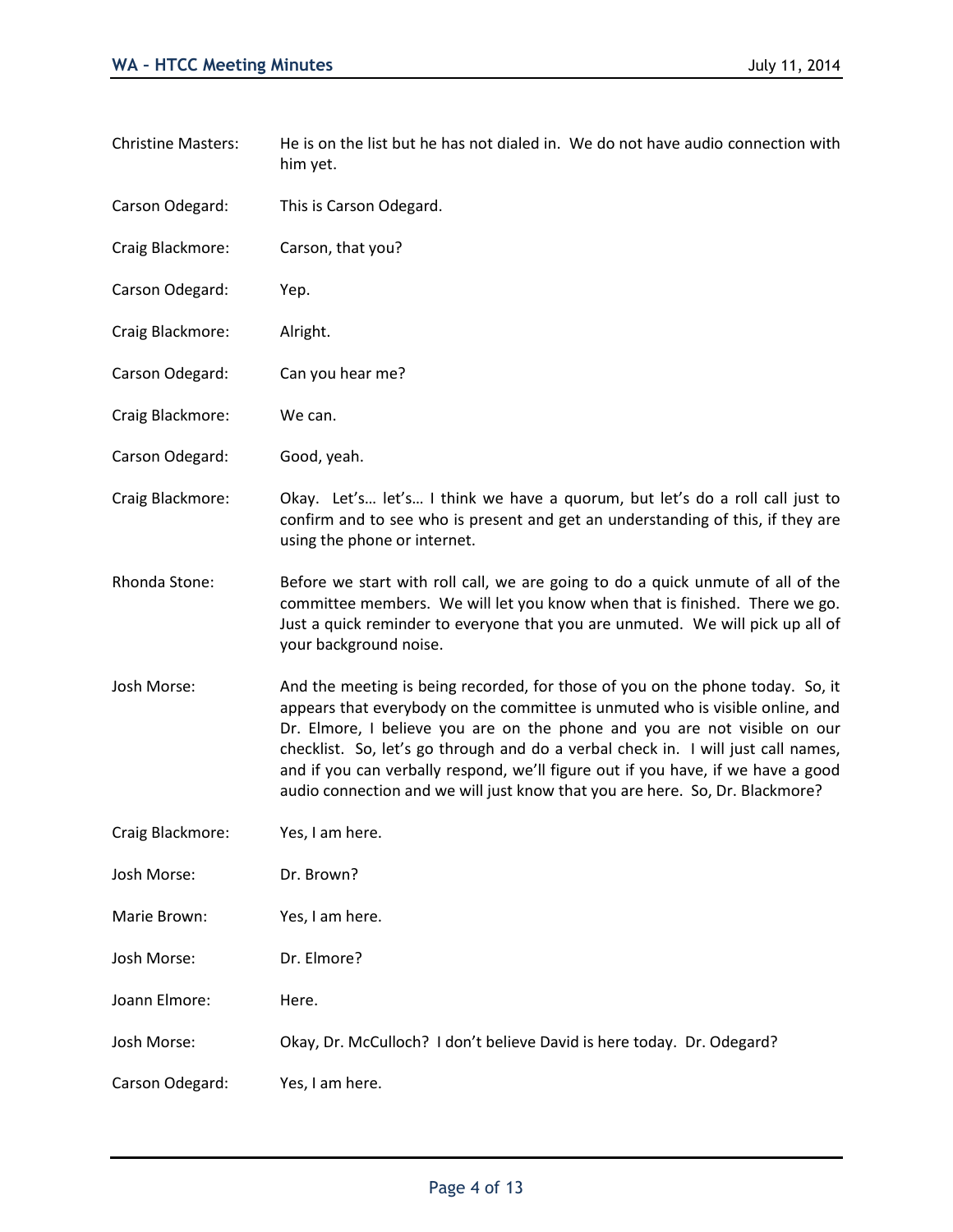Christine Masters: He is on the list but he has not dialed in. We do not have audio connection with him yet.

Carson Odegard: This is Carson Odegard.

Craig Blackmore: Carson, that you?

Carson Odegard: Yep.

Craig Blackmore: Alright.

Carson Odegard: Can you hear me?

Craig Blackmore: We can.

Carson Odegard: Good, yeah.

Craig Blackmore: Okay. Let's… let's… I think we have a quorum, but let's do a roll call just to confirm and to see who is present and get an understanding of this, if they are using the phone or internet.

Rhonda Stone: Before we start with roll call, we are going to do a quick unmute of all of the committee members. We will let you know when that is finished. There we go. Just a quick reminder to everyone that you are unmuted. We will pick up all of your background noise.

Josh Morse: And the meeting is being recorded, for those of you on the phone today. So, it appears that everybody on the committee is unmuted who is visible online, and Dr. Elmore, I believe you are on the phone and you are not visible on our checklist. So, let's go through and do a verbal check in. I will just call names, and if you can verbally respond, we'll figure out if you have, if we have a good audio connection and we will just know that you are here. So, Dr. Blackmore?

Craig Blackmore: Yes, I am here.

Josh Morse: Dr. Brown?

Marie Brown: Yes, I am here.

Josh Morse: Dr. Elmore?

Joann Elmore: Here.

Josh Morse: Okay, Dr. McCulloch? I don't believe David is here today. Dr. Odegard?

Carson Odegard: Yes, I am here.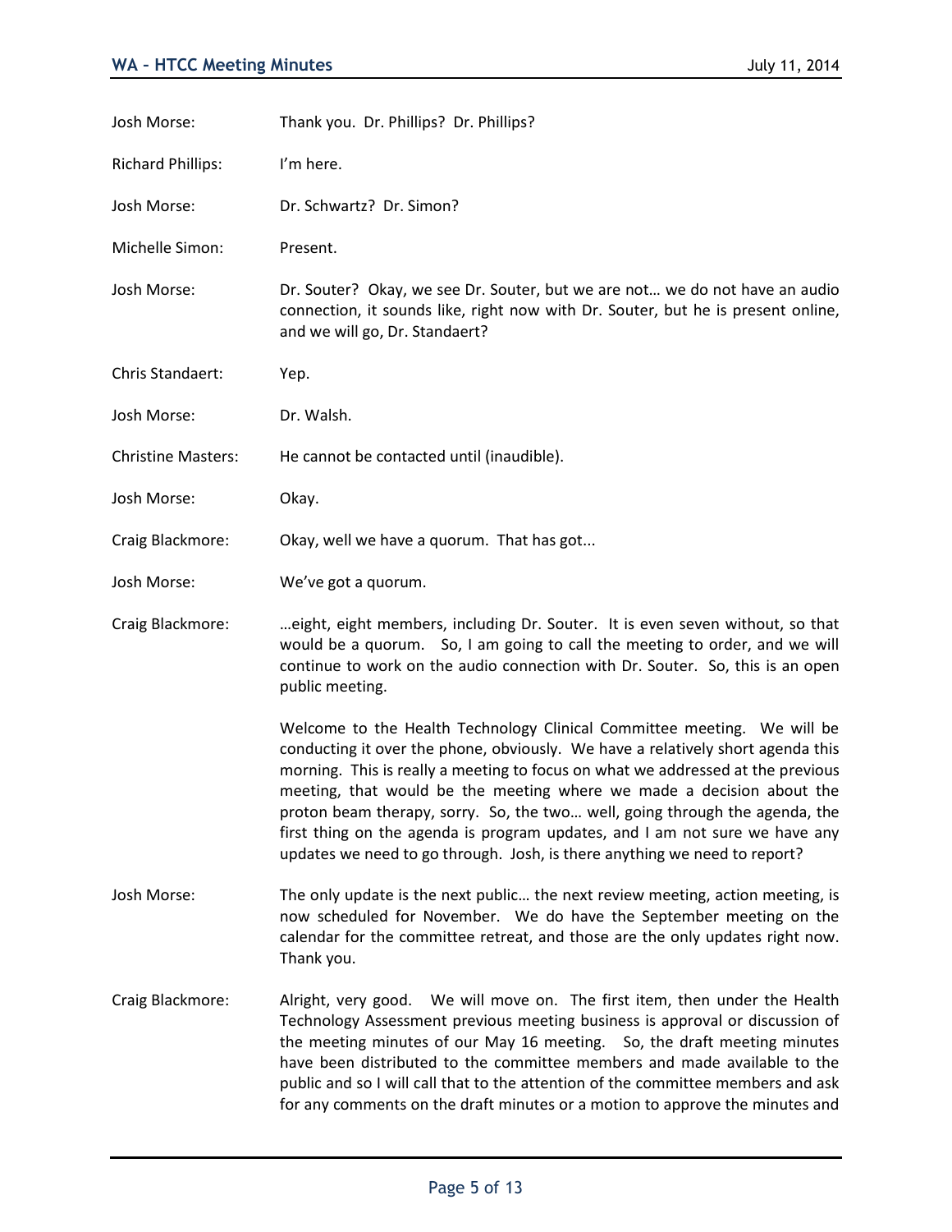Josh Morse: Thank you. Dr. Phillips? Dr. Phillips?

Richard Phillips: I'm here.

Josh Morse: Dr. Schwartz? Dr. Simon?

Michelle Simon: Present.

Josh Morse: Dr. Souter? Okay, we see Dr. Souter, but we are not… we do not have an audio connection, it sounds like, right now with Dr. Souter, but he is present online, and we will go, Dr. Standaert?

Chris Standaert: Yep.

Josh Morse: Dr. Walsh.

Christine Masters: He cannot be contacted until (inaudible).

Josh Morse: Okay.

Craig Blackmore: Okay, well we have a quorum. That has got...

Josh Morse: We've got a quorum.

Craig Blackmore: …eight, eight members, including Dr. Souter. It is even seven without, so that would be a quorum. So, I am going to call the meeting to order, and we will continue to work on the audio connection with Dr. Souter. So, this is an open public meeting.

Welcome to the Health Technology Clinical Committee meeting. We will be conducting it over the phone, obviously. We have a relatively short agenda this morning. This is really a meeting to focus on what we addressed at the previous meeting, that would be the meeting where we made a decision about the proton beam therapy, sorry. So, the two… well, going through the agenda, the first thing on the agenda is program updates, and I am not sure we have any updates we need to go through. Josh, is there anything we need to report?

Josh Morse: The only update is the next public… the next review meeting, action meeting, is now scheduled for November. We do have the September meeting on the calendar for the committee retreat, and those are the only updates right now. Thank you.

Craig Blackmore: Alright, very good. We will move on. The first item, then under the Health Technology Assessment previous meeting business is approval or discussion of the meeting minutes of our May 16 meeting. So, the draft meeting minutes have been distributed to the committee members and made available to the public and so I will call that to the attention of the committee members and ask for any comments on the draft minutes or a motion to approve the minutes and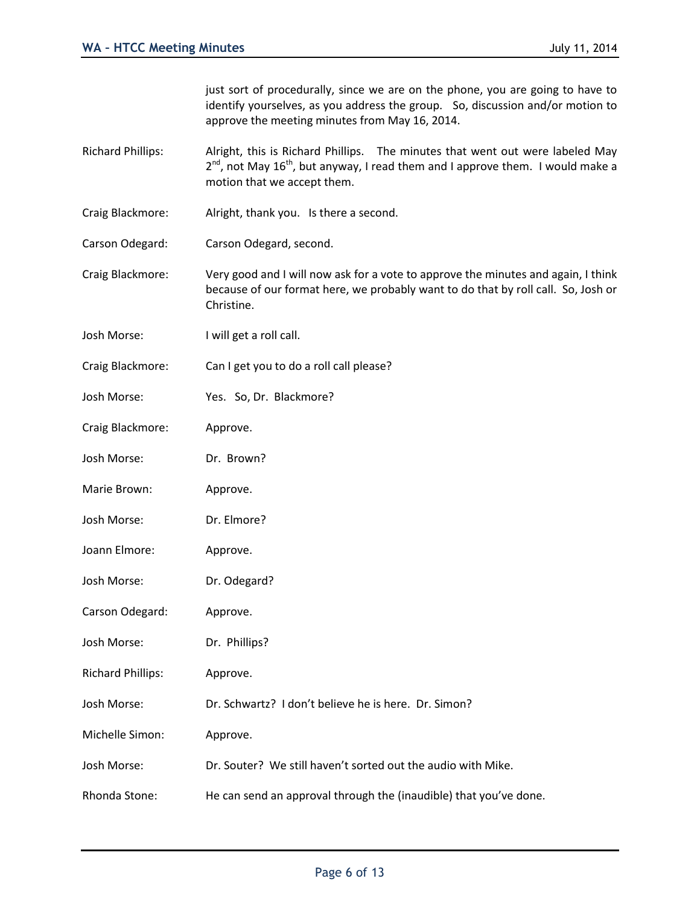just sort of procedurally, since we are on the phone, you are going to have to identify yourselves, as you address the group. So, discussion and/or motion to approve the meeting minutes from May 16, 2014.

Richard Phillips: Alright, this is Richard Phillips. The minutes that went out were labeled May 2nd, not May 16th, but anyway, I read them and I approve them. I would make a motion that we accept them.

Craig Blackmore: Alright, thank you. Is there a second.

Carson Odegard: Carson Odegard, second.

Craig Blackmore: Very good and I will now ask for a vote to approve the minutes and again, I think because of our format here, we probably want to do that by roll call. So, Josh or Christine.

Josh Morse: I will get a roll call.

Craig Blackmore: Can I get you to do a roll call please?

Josh Morse: Yes. So, Dr. Blackmore?

Craig Blackmore: Approve.

Josh Morse: Dr. Brown?

Marie Brown: Approve.

Josh Morse: Dr. Elmore?

Joann Elmore: Approve.

Josh Morse: Dr. Odegard?

Carson Odegard: Approve.

Josh Morse: Dr. Phillips?

Richard Phillips: Approve.

Josh Morse: Dr. Schwartz? I don't believe he is here. Dr. Simon?

Michelle Simon: Approve.

Josh Morse: Dr. Souter? We still haven't sorted out the audio with Mike.

Rhonda Stone: He can send an approval through the (inaudible) that you've done.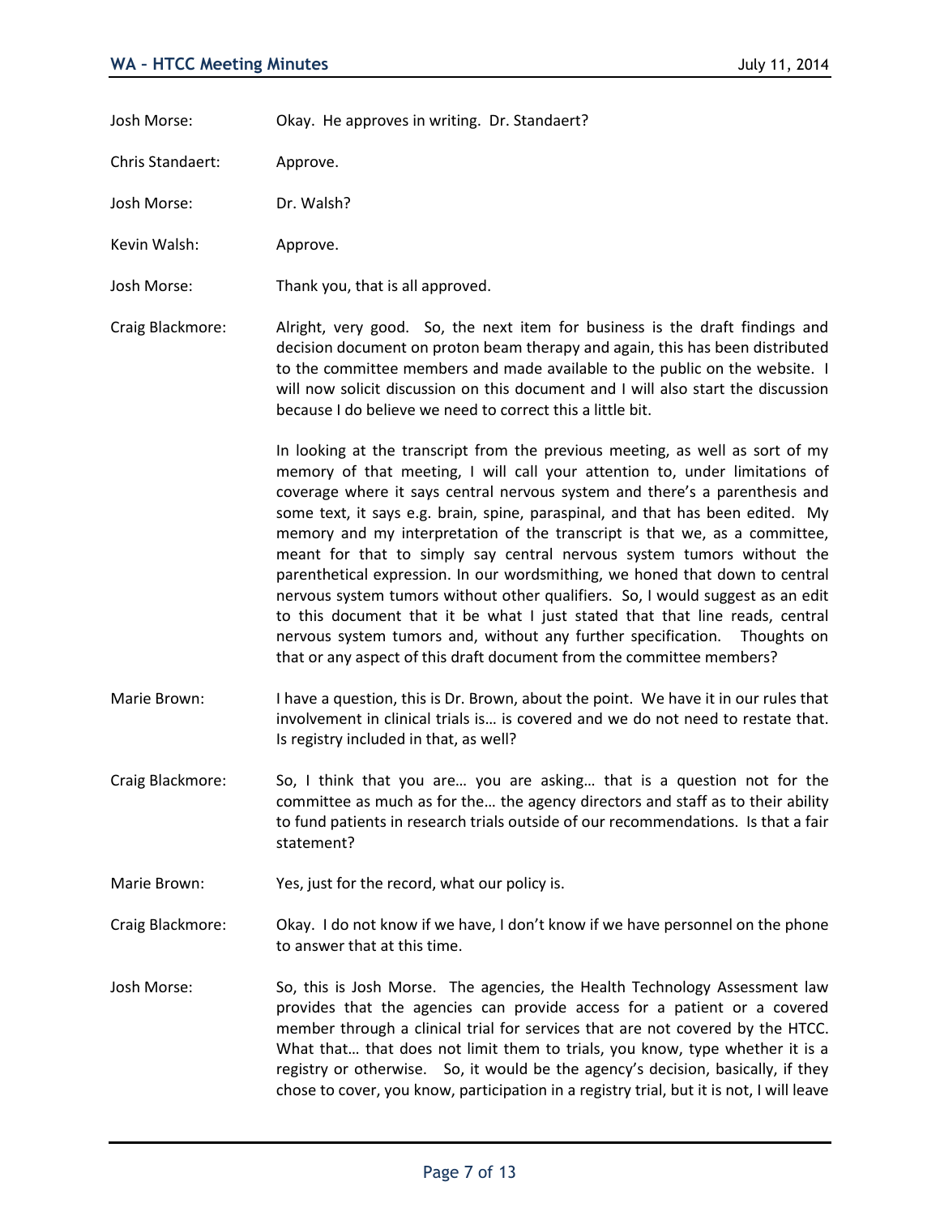Josh Morse: Okay. He approves in writing. Dr. Standaert?

Chris Standaert: Approve.

Josh Morse: Dr. Walsh?

Kevin Walsh: Approve.

Josh Morse: Thank you, that is all approved.

Craig Blackmore: Alright, very good. So, the next item for business is the draft findings and decision document on proton beam therapy and again, this has been distributed to the committee members and made available to the public on the website. I will now solicit discussion on this document and I will also start the discussion because I do believe we need to correct this a little bit.

In looking at the transcript from the previous meeting, as well as sort of my memory of that meeting, I will call your attention to, under limitations of coverage where it says central nervous system and there's a parenthesis and some text, it says e.g. brain, spine, paraspinal, and that has been edited. My memory and my interpretation of the transcript is that we, as a committee, meant for that to simply say central nervous system tumors without the parenthetical expression. In our wordsmithing, we honed that down to central nervous system tumors without other qualifiers. So, I would suggest as an edit to this document that it be what I just stated that that line reads, central nervous system tumors and, without any further specification. Thoughts on that or any aspect of this draft document from the committee members?

Marie Brown: I have a question, this is Dr. Brown, about the point. We have it in our rules that involvement in clinical trials is… is covered and we do not need to restate that. Is registry included in that, as well?

Craig Blackmore: So, I think that you are… you are asking… that is a question not for the committee as much as for the… the agency directors and staff as to their ability to fund patients in research trials outside of our recommendations. Is that a fair statement?

Marie Brown: Yes, just for the record, what our policy is.

Craig Blackmore: Okay. I do not know if we have, I don't know if we have personnel on the phone to answer that at this time.

Josh Morse: So, this is Josh Morse. The agencies, the Health Technology Assessment law provides that the agencies can provide access for a patient or a covered member through a clinical trial for services that are not covered by the HTCC. What that… that does not limit them to trials, you know, type whether it is a registry or otherwise. So, it would be the agency's decision, basically, if they chose to cover, you know, participation in a registry trial, but it is not, I will leave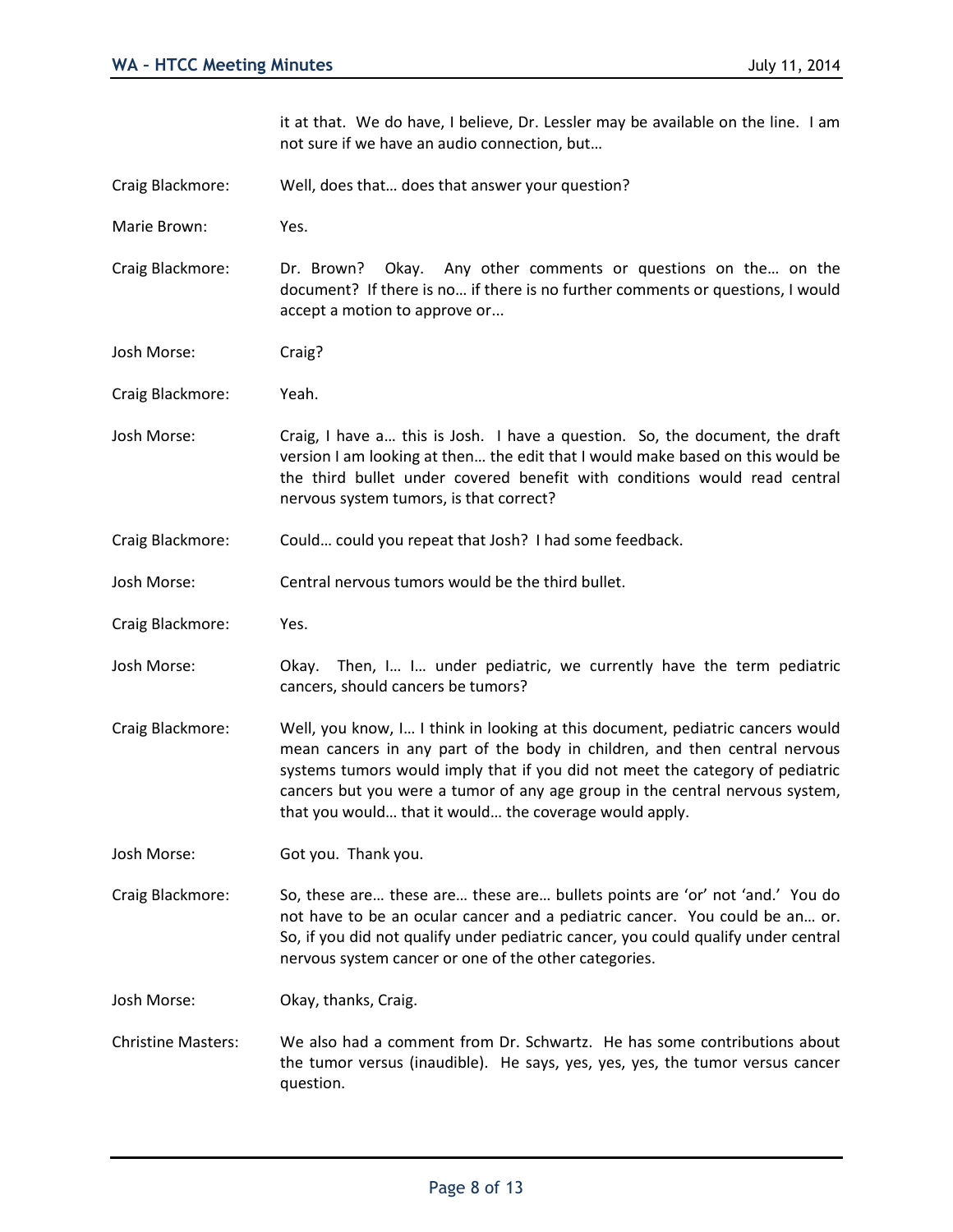it at that. We do have, I believe, Dr. Lessler may be available on the line. I am not sure if we have an audio connection, but…

Craig Blackmore: Well, does that… does that answer your question?

Marie Brown: Yes.

Craig Blackmore: Dr. Brown? Okay. Any other comments or questions on the… on the document? If there is no… if there is no further comments or questions, I would accept a motion to approve or...

Josh Morse: Craig?

Craig Blackmore: Yeah.

Josh Morse: Craig, I have a… this is Josh. I have a question. So, the document, the draft version I am looking at then… the edit that I would make based on this would be the third bullet under covered benefit with conditions would read central nervous system tumors, is that correct?

Craig Blackmore: Could… could you repeat that Josh? I had some feedback.

Josh Morse: Central nervous tumors would be the third bullet.

Craig Blackmore: Yes.

Josh Morse: Okay. Then, I… I… under pediatric, we currently have the term pediatric cancers, should cancers be tumors?

Craig Blackmore: Well, you know, I… I think in looking at this document, pediatric cancers would mean cancers in any part of the body in children, and then central nervous systems tumors would imply that if you did not meet the category of pediatric cancers but you were a tumor of any age group in the central nervous system, that you would… that it would… the coverage would apply.

Josh Morse: Got you. Thank you.

Craig Blackmore: So, these are… these are… these are… bullets points are 'or' not 'and.' You do not have to be an ocular cancer and a pediatric cancer. You could be an… or. So, if you did not qualify under pediatric cancer, you could qualify under central nervous system cancer or one of the other categories.

Josh Morse: Okay, thanks, Craig.

Christine Masters: We also had a comment from Dr. Schwartz. He has some contributions about the tumor versus (inaudible). He says, yes, yes, yes, the tumor versus cancer question.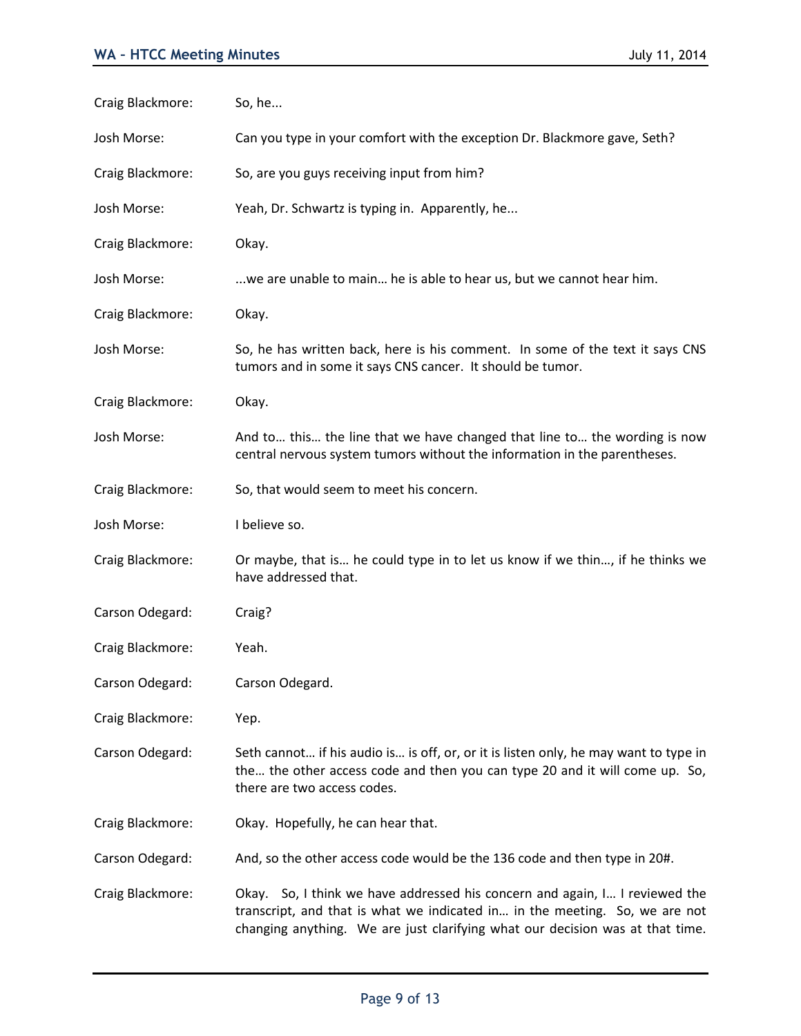Craig Blackmore: So, he...

Josh Morse: Can you type in your comfort with the exception Dr. Blackmore gave, Seth?

Craig Blackmore: So, are you guys receiving input from him?

Josh Morse: Yeah, Dr. Schwartz is typing in. Apparently, he...

Craig Blackmore: Okay.

Josh Morse: ...we are unable to main… he is able to hear us, but we cannot hear him.

Craig Blackmore: Okay.

Josh Morse: So, he has written back, here is his comment. In some of the text it says CNS tumors and in some it says CNS cancer. It should be tumor.

Craig Blackmore: Okay.

Josh Morse: And to… this… the line that we have changed that line to… the wording is now central nervous system tumors without the information in the parentheses.

Craig Blackmore: So, that would seem to meet his concern.

Josh Morse: I believe so.

Craig Blackmore: Or maybe, that is… he could type in to let us know if we thin…, if he thinks we have addressed that.

Carson Odegard: Craig?

Craig Blackmore: Yeah.

Carson Odegard: Carson Odegard.

Craig Blackmore: Yep.

Carson Odegard: Seth cannot… if his audio is… is off, or, or it is listen only, he may want to type in the… the other access code and then you can type 20 and it will come up. So, there are two access codes.

Craig Blackmore: Okay. Hopefully, he can hear that.

Carson Odegard: And, so the other access code would be the 136 code and then type in 20#.

Craig Blackmore: Okay. So, I think we have addressed his concern and again, I… I reviewed the transcript, and that is what we indicated in… in the meeting. So, we are not changing anything. We are just clarifying what our decision was at that time.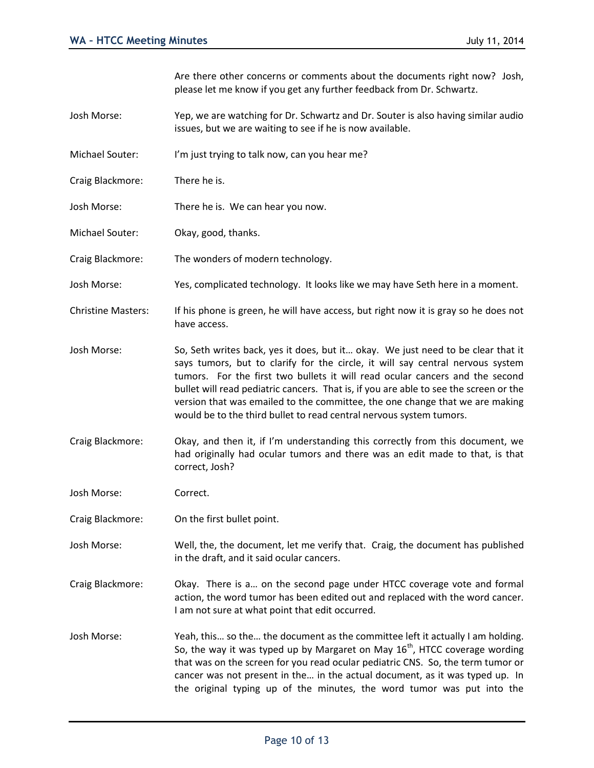Are there other concerns or comments about the documents right now? Josh, please let me know if you get any further feedback from Dr. Schwartz.

Josh Morse: Yep, we are watching for Dr. Schwartz and Dr. Souter is also having similar audio issues, but we are waiting to see if he is now available.

Michael Souter: I'm just trying to talk now, can you hear me?

Craig Blackmore: There he is.

Josh Morse: There he is. We can hear you now.

Michael Souter: Okay, good, thanks.

Craig Blackmore: The wonders of modern technology.

Josh Morse: Yes, complicated technology. It looks like we may have Seth here in a moment.

Christine Masters: If his phone is green, he will have access, but right now it is gray so he does not have access.

Josh Morse: So, Seth writes back, yes it does, but it… okay. We just need to be clear that it says tumors, but to clarify for the circle, it will say central nervous system tumors. For the first two bullets it will read ocular cancers and the second bullet will read pediatric cancers. That is, if you are able to see the screen or the version that was emailed to the committee, the one change that we are making would be to the third bullet to read central nervous system tumors.

Craig Blackmore: Okay, and then it, if I'm understanding this correctly from this document, we had originally had ocular tumors and there was an edit made to that, is that correct, Josh?

Josh Morse: Correct.

Craig Blackmore: On the first bullet point.

Josh Morse: Well, the, the document, let me verify that. Craig, the document has published in the draft, and it said ocular cancers.

Craig Blackmore: Okay. There is a… on the second page under HTCC coverage vote and formal action, the word tumor has been edited out and replaced with the word cancer. I am not sure at what point that edit occurred.

Josh Morse: Yeah, this… so the… the document as the committee left it actually I am holding. So, the way it was typed up by Margaret on May 16th, HTCC coverage wording that was on the screen for you read ocular pediatric CNS. So, the term tumor or cancer was not present in the… in the actual document, as it was typed up. In the original typing up of the minutes, the word tumor was put into the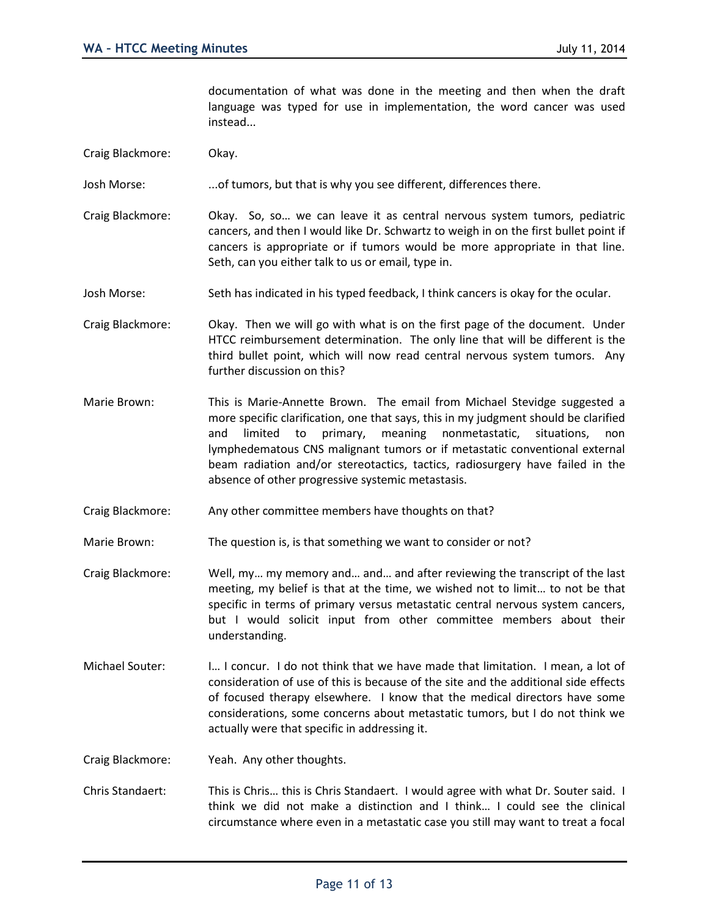documentation of what was done in the meeting and then when the draft language was typed for use in implementation, the word cancer was used instead...

Craig Blackmore: Okay.

Josh Morse: ...of tumors, but that is why you see different, differences there.

Craig Blackmore: Okay. So, so… we can leave it as central nervous system tumors, pediatric cancers, and then I would like Dr. Schwartz to weigh in on the first bullet point if cancers is appropriate or if tumors would be more appropriate in that line. Seth, can you either talk to us or email, type in.

Josh Morse: Seth has indicated in his typed feedback, I think cancers is okay for the ocular.

Craig Blackmore: Okay. Then we will go with what is on the first page of the document. Under HTCC reimbursement determination. The only line that will be different is the third bullet point, which will now read central nervous system tumors. Any further discussion on this?

Marie Brown: This is Marie-Annette Brown. The email from Michael Stevidge suggested a more specific clarification, one that says, this in my judgment should be clarified and limited to primary, meaning nonmetastatic, situations, non lymphedematous CNS malignant tumors or if metastatic conventional external beam radiation and/or stereotactics, tactics, radiosurgery have failed in the absence of other progressive systemic metastasis.

Craig Blackmore: Any other committee members have thoughts on that?

Marie Brown: The question is, is that something we want to consider or not?

Craig Blackmore: Well, my… my memory and… and… and after reviewing the transcript of the last meeting, my belief is that at the time, we wished not to limit… to not be that specific in terms of primary versus metastatic central nervous system cancers, but I would solicit input from other committee members about their understanding.

Michael Souter: I… I concur. I do not think that we have made that limitation. I mean, a lot of consideration of use of this is because of the site and the additional side effects of focused therapy elsewhere. I know that the medical directors have some considerations, some concerns about metastatic tumors, but I do not think we actually were that specific in addressing it.

Craig Blackmore: Yeah. Any other thoughts.

Chris Standaert: This is Chris… this is Chris Standaert. I would agree with what Dr. Souter said. I think we did not make a distinction and I think… I could see the clinical circumstance where even in a metastatic case you still may want to treat a focal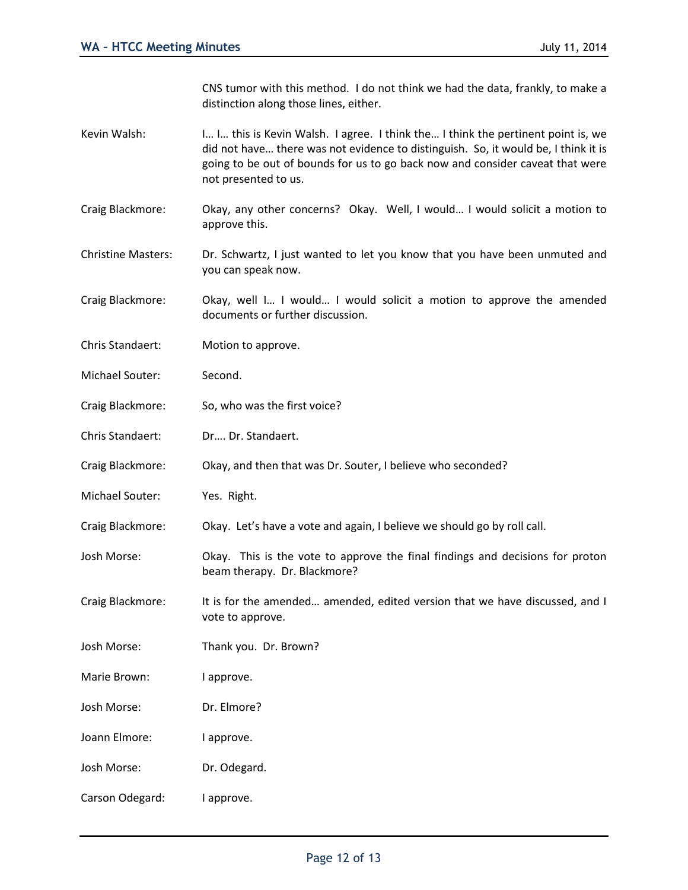CNS tumor with this method. I do not think we had the data, frankly, to make a distinction along those lines, either.

Kevin Walsh: I… I… this is Kevin Walsh. I agree. I think the… I think the pertinent point is, we did not have… there was not evidence to distinguish. So, it would be, I think it is going to be out of bounds for us to go back now and consider caveat that were not presented to us.

Craig Blackmore: Okay, any other concerns? Okay. Well, I would… I would solicit a motion to approve this.

Christine Masters: Dr. Schwartz, I just wanted to let you know that you have been unmuted and you can speak now.

Craig Blackmore: Okay, well I… I would… I would solicit a motion to approve the amended documents or further discussion.

Chris Standaert: Motion to approve.

Michael Souter: Second.

Craig Blackmore: So, who was the first voice?

Chris Standaert: Dr…. Dr. Standaert.

Craig Blackmore: Okay, and then that was Dr. Souter, I believe who seconded?

Michael Souter: Yes. Right.

Craig Blackmore: Okay. Let's have a vote and again, I believe we should go by roll call.

Josh Morse: Okay. This is the vote to approve the final findings and decisions for proton beam therapy. Dr. Blackmore?

Craig Blackmore: It is for the amended… amended, edited version that we have discussed, and I vote to approve.

Josh Morse: Thank you. Dr. Brown?

Marie Brown: I approve.

Josh Morse: Dr. Elmore?

Joann Elmore: I approve.

Josh Morse: Dr. Odegard.

Carson Odegard: I approve.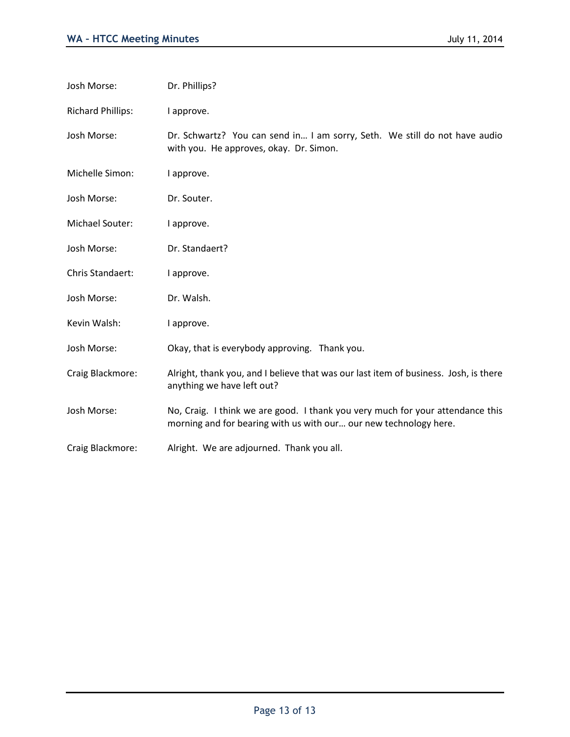Josh Morse: Dr. Phillips?

Richard Phillips: I approve.

Josh Morse: Dr. Schwartz? You can send in… I am sorry, Seth. We still do not have audio with you. He approves, okay. Dr. Simon.

Michelle Simon: I approve.

Josh Morse: Dr. Souter.

Michael Souter: I approve.

Josh Morse: Dr. Standaert?

Chris Standaert: I approve.

Josh Morse: Dr. Walsh.

Kevin Walsh: I approve.

Josh Morse: Okay, that is everybody approving. Thank you.

Craig Blackmore: Alright, thank you, and I believe that was our last item of business. Josh, is there anything we have left out?

Josh Morse: No, Craig. I think we are good. I thank you very much for your attendance this morning and for bearing with us with our… our new technology here.

Craig Blackmore: Alright. We are adjourned. Thank you all.